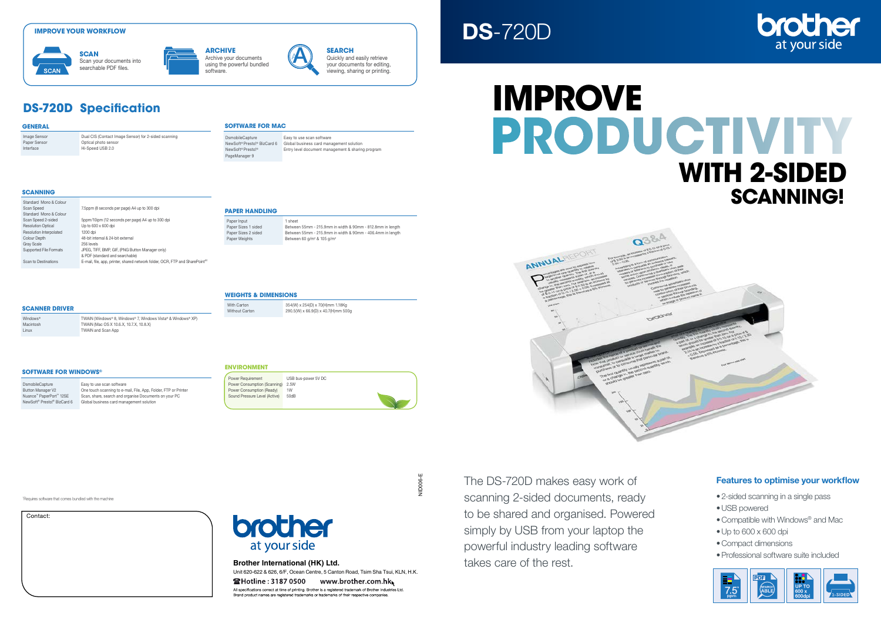# DS-720D

# IMPROVE PRODUCTIVITY WITH 2-SIDED SCANNING!

The DS-720D makes easy work of scanning 2-sided documents, ready to be shared and organised. Powered simply by USB from your laptop the powerful industry leading software takes care of the rest.

## Features to optimise your workflow

- 2-sided scanning in a single pass
- USB powered
- Compatible with Windows® and Mac
- Up to 600 x 600 dpi
- Compact dimensions
- Professional software suite included

7.5 ppm | PDF SEARCHABLE | UP TO 600 x 600dpi | 2-SIDED

## IMPROVE YOUR WORKFLOW

**SCAN**
Scan your documents into searchable PDF files.

**ARCHIVE**
Archive your documents using the powerful bundled software.

**SEARCH**
Quickly and easily retrieve your documents for editing, viewing, sharing or printing.

## DS-720D Specification

### GENERAL

| | |
|---|---|
| Image Sensor | Dual CIS (Contact Image Sensor) for 2-sided scanning |
| Paper Sensor | Optical photo sensor |
| Interface | Hi-Speed USB 2.0 |

### SCANNING

| | |
|---|---|
| Standard Mono & Colour Scan Speed | 7.5ppm (8 seconds per page) A4 up to 300 dpi |
| Standard Mono & Colour Scan Speed 2-sided | 5ppm/10ipm (12 seconds per page) A4 up to 300 dpi |
| Resolution Optical | Up to 600 x 600 dpi |
| Resolution Interpolated | 1200 dpi |
| Colour Depth | 48-bit internal & 24-bit external |
| Gray Scale | 256 levels |
| Supported File Formats | JPEG, TIFF, BMP, GIF, (PNG Button Manager only) & PDF (standard and searchable) |
| Scan to Destinations | E-mail, file, app, printer, shared network folder, OCR, FTP and SharePoint[1] |

### SCANNER DRIVER

| | |
|---|---|
| Windows® | TWAIN (Windows® 8, Windows® 7, Windows Vista® & Windows® XP) |
| Macintosh | TWAIN (Mac OS X 10.6.X, 10.7.X, 10.8.X) |
| Linux | TWAIN and Scan App |

### SOFTWARE FOR WINDOWS®

| | |
|---|---|
| DsmobileCapture | Easy to use scan software |
| Button Manager V2 | One touch scanning to e-mail, File, App, Folder, FTP or Printer |
| Nuance™ PaperPort™ 12SE | Scan, share, search and organise Documents on your PC |
| NewSoft® Presto!® BizCard 6 | Global business card management solution |

### SOFTWARE FOR MAC

| | |
|---|---|
| DsmobileCapture | Easy to use scan software |
| NewSoft® Presto!® BizCard 6 | Global business card management solution |
| NewSoft® Presto!® PageManager 9 | Entry level document management & sharing program |

### PAPER HANDLING

| | |
|---|---|
| Paper Input | 1 sheet |
| Paper Sizes 1 sided | Between 55mm - 215.9mm in width & 90mm - 812.8mm in length |
| Paper Sizes 2 sided | Between 55mm - 215.9mm in width & 90mm - 406.4mm in length |
| Paper Weights | Between 60 g/m² & 105 g/m² |

### WEIGHTS & DIMENSIONS

| | |
|---|---|
| With Carton | 354(W) x 254(D) x 70(H)mm 1.18Kg |
| Without Carton | 290.5(W) x 66.9(D) x 40.7(H)mm 500g |

### ENVIRONMENT

| | |
|---|---|
| Power Requirement | USB bus-power 5V DC |
| Power Consumption (Scanning) | 2.5W |
| Power Consumption (Ready) | 1W |
| Sound Pressure Level (Active) | 50dB |

[1]Requires software that comes bundled with the machine

Contact:

NID006-E

**Brother International (HK) Ltd.**
Unit 620-622 & 626, 6/F, Ocean Centre, 5 Canton Road, Tsim Sha Tsui, KLN, H.K.
Hotline : 3187 0500 www.brother.com.hk

All specifications correct at time of printing. Brother is a registered trademark of Brother Industries Ltd. Brand product names are registered trademarks or trademarks of their respective companies.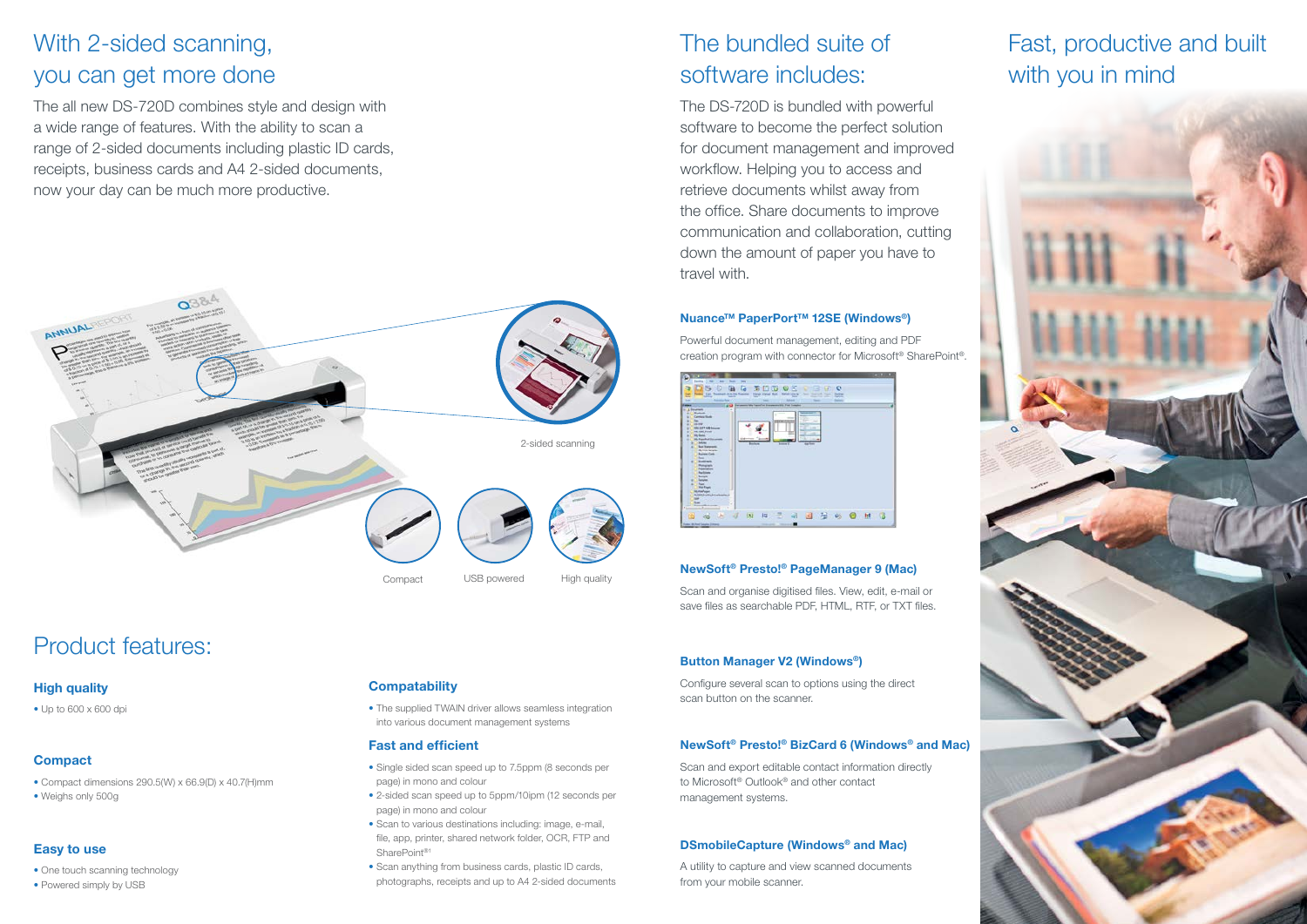# With 2-sided scanning, you can get more done

The all new DS-720D combines style and design with a wide range of features. With the ability to scan a range of 2-sided documents including plastic ID cards, receipts, business cards and A4 2-sided documents, now your day can be much more productive.

2-sided scanning

Compact

USB powered

High quality

# Product features:

### High quality

- Up to 600 x 600 dpi

### Compact

- Compact dimensions 290.5(W) x 66.9(D) x 40.7(H)mm
- Weighs only 500g

### Easy to use

- One touch scanning technology
- Powered simply by USB

### Compatability

- The supplied TWAIN driver allows seamless integration into various document management systems

### Fast and efficient

- Single sided scan speed up to 7.5ppm (8 seconds per page) in mono and colour
- 2-sided scan speed up to 5ppm/10ipm (12 seconds per page) in mono and colour
- Scan to various destinations including: image, e-mail, file, app, printer, shared network folder, OCR, FTP and SharePoint®[1]
- Scan anything from business cards, plastic ID cards, photographs, receipts and up to A4 2-sided documents

# The bundled suite of software includes:

The DS-720D is bundled with powerful software to become the perfect solution for document management and improved workflow. Helping you to access and retrieve documents whilst away from the office. Share documents to improve communication and collaboration, cutting down the amount of paper you have to travel with.

### Nuance™ PaperPort™ 12SE (Windows®)

Powerful document management, editing and PDF creation program with connector for Microsoft® SharePoint®.

### NewSoft® Presto!® PageManager 9 (Mac)

Scan and organise digitised files. View, edit, e-mail or save files as searchable PDF, HTML, RTF, or TXT files.

### Button Manager V2 (Windows®)

Configure several scan to options using the direct scan button on the scanner.

### NewSoft® Presto!® BizCard 6 (Windows® and Mac)

Scan and export editable contact information directly to Microsoft® Outlook® and other contact management systems.

### DSmobileCapture (Windows® and Mac)

A utility to capture and view scanned documents from your mobile scanner.

# Fast, productive and built with you in mind